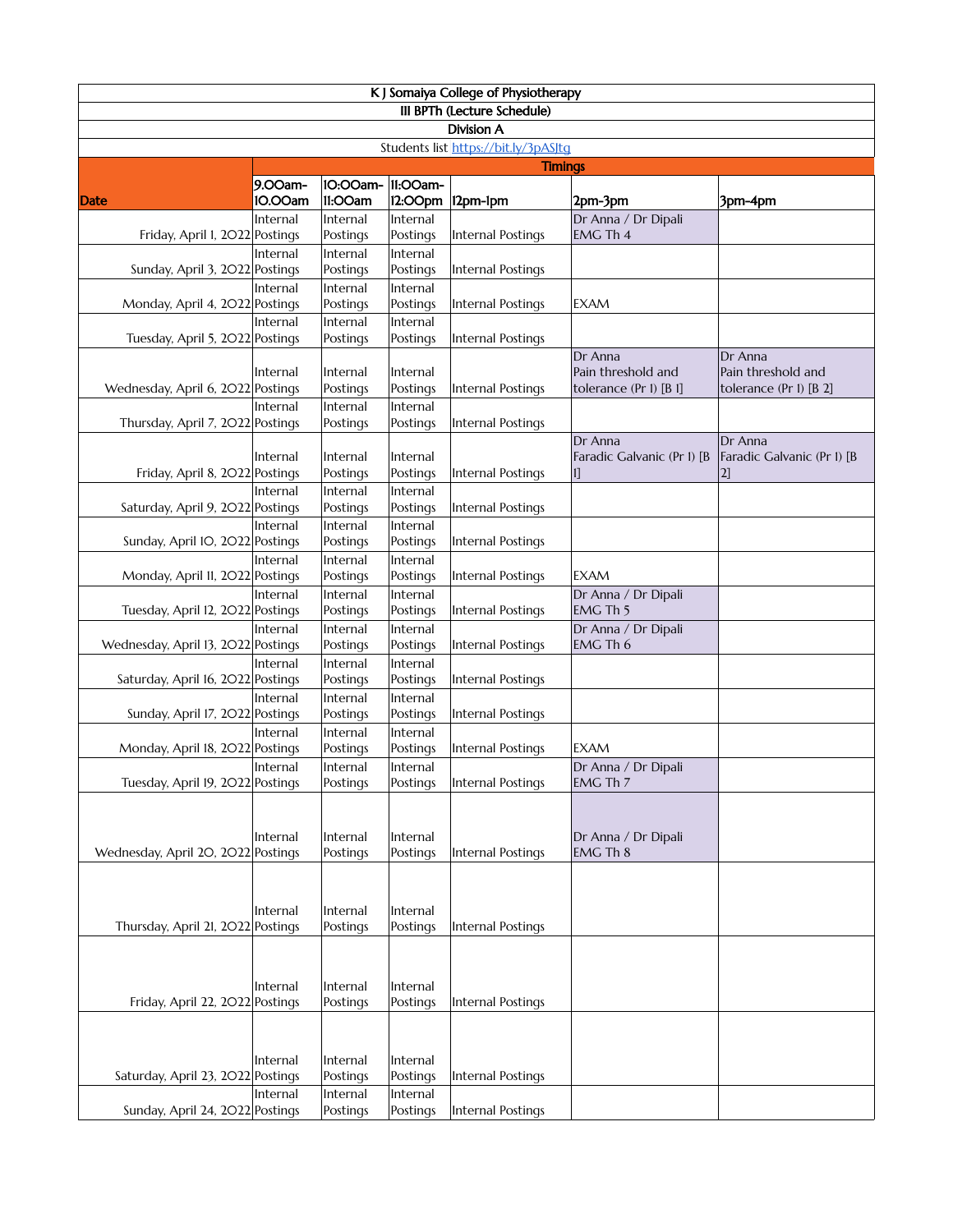| K J Somaiya College of Physiotherapy | | | | | | |
|---|---|---|---|---|---|---|
| III BPTh (Lecture Schedule) | | | | | | |
| Division A | | | | | | |
| Students list https://bit.ly/3pASJtg | | | | | | |
| | Timings | | | | | |
| Date | 9.00am-10.00am | 10:00am-11:00am | 11:00am-12:00pm | 12pm-1pm | 2pm-3pm | 3pm-4pm |
| Friday, April 1, 2022 | Internal Postings | Internal Postings | Internal Postings | Internal Postings | Dr Anna / Dr Dipali EMG Th 4 | |
| Sunday, April 3, 2022 | Internal Postings | Internal Postings | Internal Postings | Internal Postings | | |
| Monday, April 4, 2022 | Internal Postings | Internal Postings | Internal Postings | Internal Postings | EXAM | |
| Tuesday, April 5, 2022 | Internal Postings | Internal Postings | Internal Postings | Internal Postings | | |
| Wednesday, April 6, 2022 | Internal Postings | Internal Postings | Internal Postings | Internal Postings | Dr Anna Pain threshold and tolerance (Pr 1) [B 1] | Dr Anna Pain threshold and tolerance (Pr 1) [B 2] |
| Thursday, April 7, 2022 | Internal Postings | Internal Postings | Internal Postings | Internal Postings | | |
| Friday, April 8, 2022 | Internal Postings | Internal Postings | Internal Postings | Internal Postings | Dr Anna Faradic Galvanic (Pr 1) [B 1] | Dr Anna Faradic Galvanic (Pr 1) [B 2] |
| Saturday, April 9, 2022 | Internal Postings | Internal Postings | Internal Postings | Internal Postings | | |
| Sunday, April 10, 2022 | Internal Postings | Internal Postings | Internal Postings | Internal Postings | | |
| Monday, April 11, 2022 | Internal Postings | Internal Postings | Internal Postings | Internal Postings | EXAM | |
| Tuesday, April 12, 2022 | Internal Postings | Internal Postings | Internal Postings | Internal Postings | Dr Anna / Dr Dipali EMG Th 5 | |
| Wednesday, April 13, 2022 | Internal Postings | Internal Postings | Internal Postings | Internal Postings | Dr Anna / Dr Dipali EMG Th 6 | |
| Saturday, April 16, 2022 | Internal Postings | Internal Postings | Internal Postings | Internal Postings | | |
| Sunday, April 17, 2022 | Internal Postings | Internal Postings | Internal Postings | Internal Postings | | |
| Monday, April 18, 2022 | Internal Postings | Internal Postings | Internal Postings | Internal Postings | EXAM | |
| Tuesday, April 19, 2022 | Internal Postings | Internal Postings | Internal Postings | Internal Postings | Dr Anna / Dr Dipali EMG Th 7 | |
| Wednesday, April 20, 2022 | Internal Postings | Internal Postings | Internal Postings | Internal Postings | Dr Anna / Dr Dipali EMG Th 8 | |
| Thursday, April 21, 2022 | Internal Postings | Internal Postings | Internal Postings | Internal Postings | | |
| Friday, April 22, 2022 | Internal Postings | Internal Postings | Internal Postings | Internal Postings | | |
| Saturday, April 23, 2022 | Internal Postings | Internal Postings | Internal Postings | Internal Postings | | |
| Sunday, April 24, 2022 | Internal Postings | Internal Postings | Internal Postings | Internal Postings | | |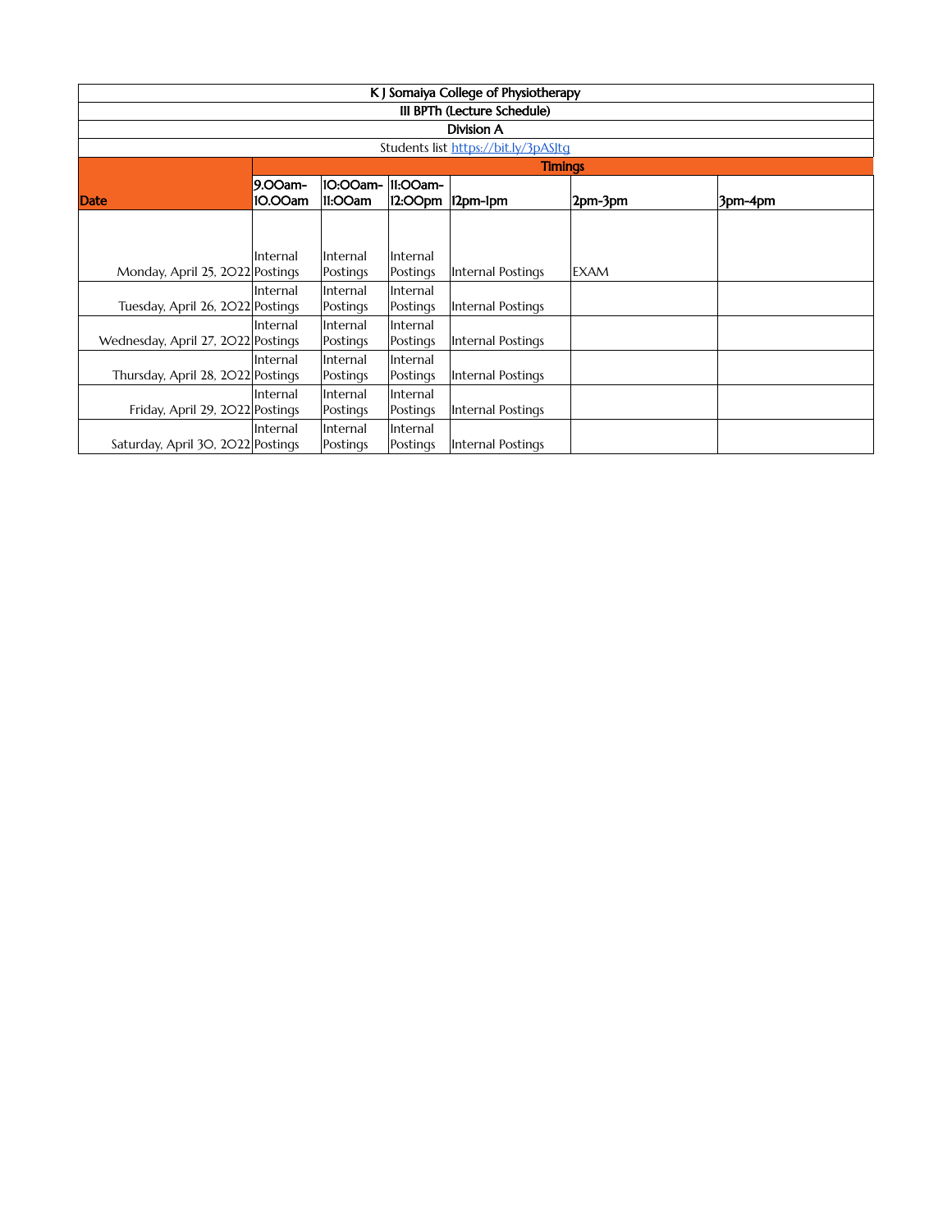| K J Somaiya College of Physiotherapy | | | | | | |
|---|---|---|---|---|---|---|
| III BPTh (Lecture Schedule) | | | | | | |
| Division A | | | | | | |
| Students list https://bit.ly/3pASJtg | | | | | | |
| | Timings | | | | | |
| **Date** | **9.00am-10.00am** | **10:00am-11:00am** | **11:00am-12:00pm** | **12pm-1pm** | **2pm-3pm** | **3pm-4pm** |
| Monday, April 25, 2022 | Internal Postings | Internal Postings | Internal Postings | Internal Postings | EXAM | |
| Tuesday, April 26, 2022 | Internal Postings | Internal Postings | Internal Postings | Internal Postings | | |
| Wednesday, April 27, 2022 | Internal Postings | Internal Postings | Internal Postings | Internal Postings | | |
| Thursday, April 28, 2022 | Internal Postings | Internal Postings | Internal Postings | Internal Postings | | |
| Friday, April 29, 2022 | Internal Postings | Internal Postings | Internal Postings | Internal Postings | | |
| Saturday, April 30, 2022 | Internal Postings | Internal Postings | Internal Postings | Internal Postings | | |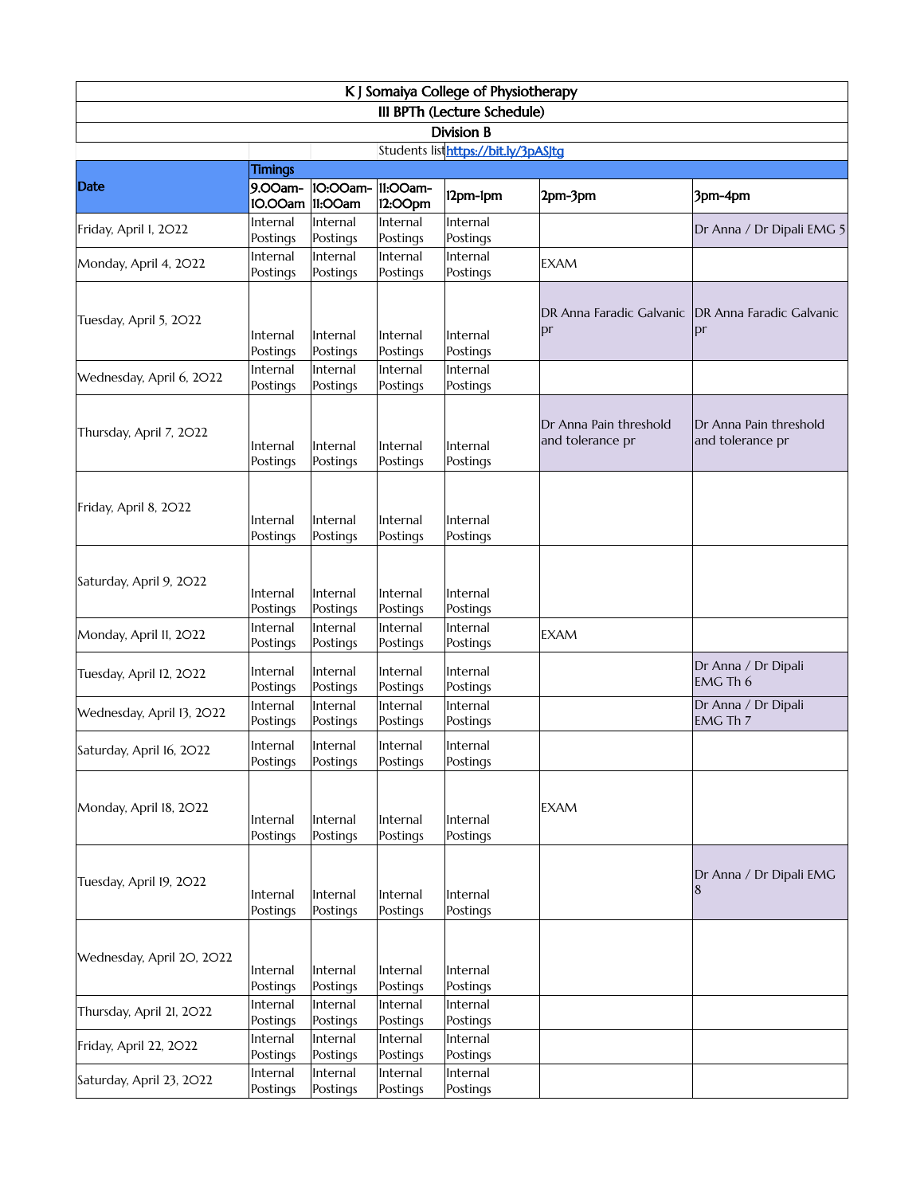| K J Somaiya College of Physiotherapy | | | | | | |
|---|---|---|---|---|---|---|
| III BPTh (Lecture Schedule) | | | | | | |
| Division B | | | | | | |
| | | | Students list | https://bit.ly/3pASJtg | | |
| Date | Timings | | | | | |
| | 9.00am-10.00am | 10:00am-11:00am | 11:00am-12:00pm | 12pm-1pm | 2pm-3pm | 3pm-4pm |
| Friday, April 1, 2022 | Internal Postings | Internal Postings | Internal Postings | Internal Postings | | Dr Anna / Dr Dipali EMG 5 |
| Monday, April 4, 2022 | Internal Postings | Internal Postings | Internal Postings | Internal Postings | EXAM | |
| Tuesday, April 5, 2022 | Internal Postings | Internal Postings | Internal Postings | Internal Postings | DR Anna Faradic Galvanic pr | DR Anna Faradic Galvanic pr |
| Wednesday, April 6, 2022 | Internal Postings | Internal Postings | Internal Postings | Internal Postings | | |
| Thursday, April 7, 2022 | Internal Postings | Internal Postings | Internal Postings | Internal Postings | Dr Anna Pain threshold and tolerance pr | Dr Anna Pain threshold and tolerance pr |
| Friday, April 8, 2022 | Internal Postings | Internal Postings | Internal Postings | Internal Postings | | |
| Saturday, April 9, 2022 | Internal Postings | Internal Postings | Internal Postings | Internal Postings | | |
| Monday, April 11, 2022 | Internal Postings | Internal Postings | Internal Postings | Internal Postings | EXAM | |
| Tuesday, April 12, 2022 | Internal Postings | Internal Postings | Internal Postings | Internal Postings | | Dr Anna / Dr Dipali EMG Th 6 |
| Wednesday, April 13, 2022 | Internal Postings | Internal Postings | Internal Postings | Internal Postings | | Dr Anna / Dr Dipali EMG Th 7 |
| Saturday, April 16, 2022 | Internal Postings | Internal Postings | Internal Postings | Internal Postings | | |
| Monday, April 18, 2022 | Internal Postings | Internal Postings | Internal Postings | Internal Postings | EXAM | |
| Tuesday, April 19, 2022 | Internal Postings | Internal Postings | Internal Postings | Internal Postings | | Dr Anna / Dr Dipali EMG 8 |
| Wednesday, April 20, 2022 | Internal Postings | Internal Postings | Internal Postings | Internal Postings | | |
| Thursday, April 21, 2022 | Internal Postings | Internal Postings | Internal Postings | Internal Postings | | |
| Friday, April 22, 2022 | Internal Postings | Internal Postings | Internal Postings | Internal Postings | | |
| Saturday, April 23, 2022 | Internal Postings | Internal Postings | Internal Postings | Internal Postings | | |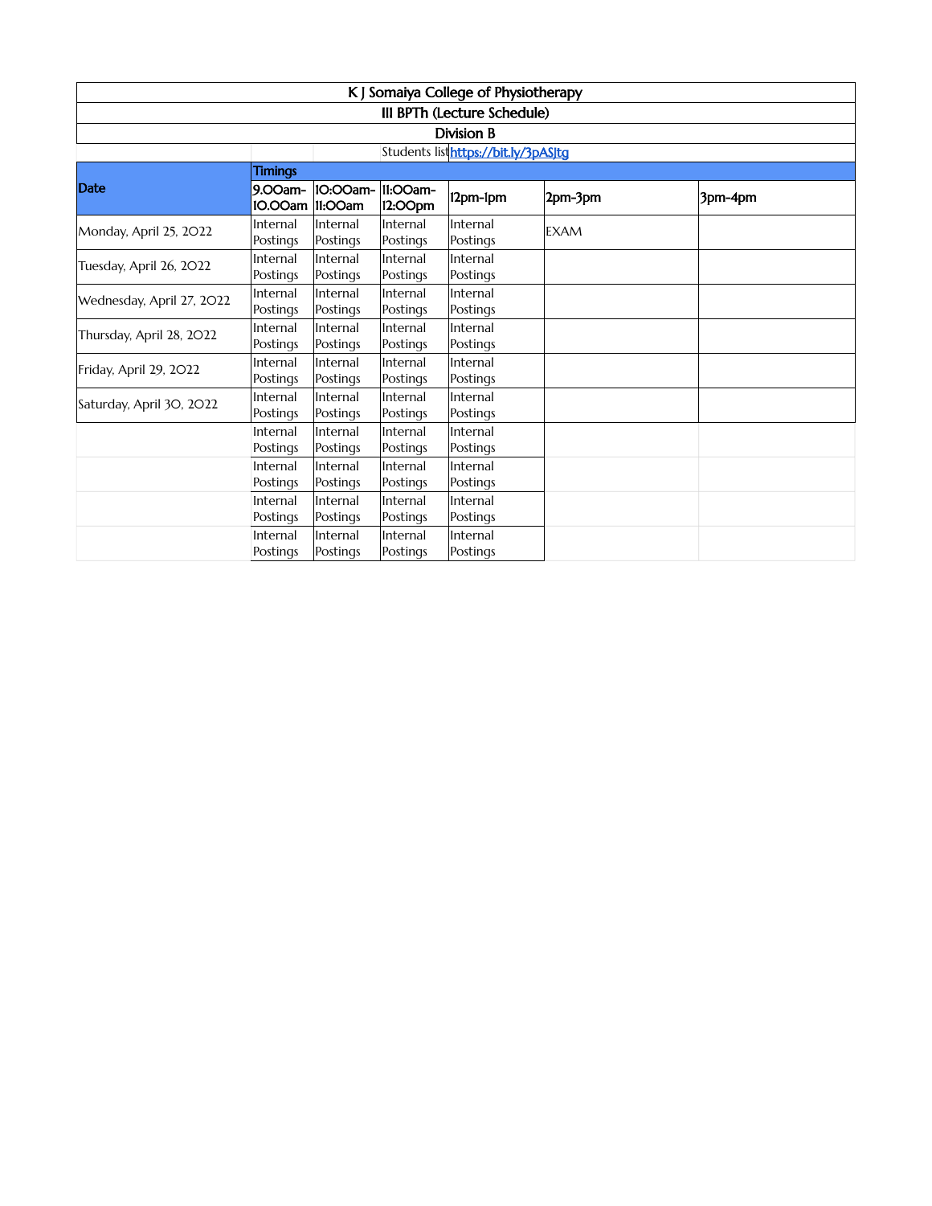| K J Somaiya College of Physiotherapy | | | | | | |
|---|---|---|---|---|---|---|
| III BPTh (Lecture Schedule) | | | | | | |
| Division B | | | | | | |
| | | | Students list | https://bit.ly/3pASJtg | | |
| Date | Timings | | | | | |
| | 9.00am-10.00am | 10:00am-11:00am | 11:00am-12:00pm | 12pm-1pm | 2pm-3pm | 3pm-4pm |
| Monday, April 25, 2022 | Internal Postings | Internal Postings | Internal Postings | Internal Postings | EXAM | |
| Tuesday, April 26, 2022 | Internal Postings | Internal Postings | Internal Postings | Internal Postings | | |
| Wednesday, April 27, 2022 | Internal Postings | Internal Postings | Internal Postings | Internal Postings | | |
| Thursday, April 28, 2022 | Internal Postings | Internal Postings | Internal Postings | Internal Postings | | |
| Friday, April 29, 2022 | Internal Postings | Internal Postings | Internal Postings | Internal Postings | | |
| Saturday, April 30, 2022 | Internal Postings | Internal Postings | Internal Postings | Internal Postings | | |
| | Internal Postings | Internal Postings | Internal Postings | Internal Postings | | |
| | Internal Postings | Internal Postings | Internal Postings | Internal Postings | | |
| | Internal Postings | Internal Postings | Internal Postings | Internal Postings | | |
| | Internal Postings | Internal Postings | Internal Postings | Internal Postings | | |